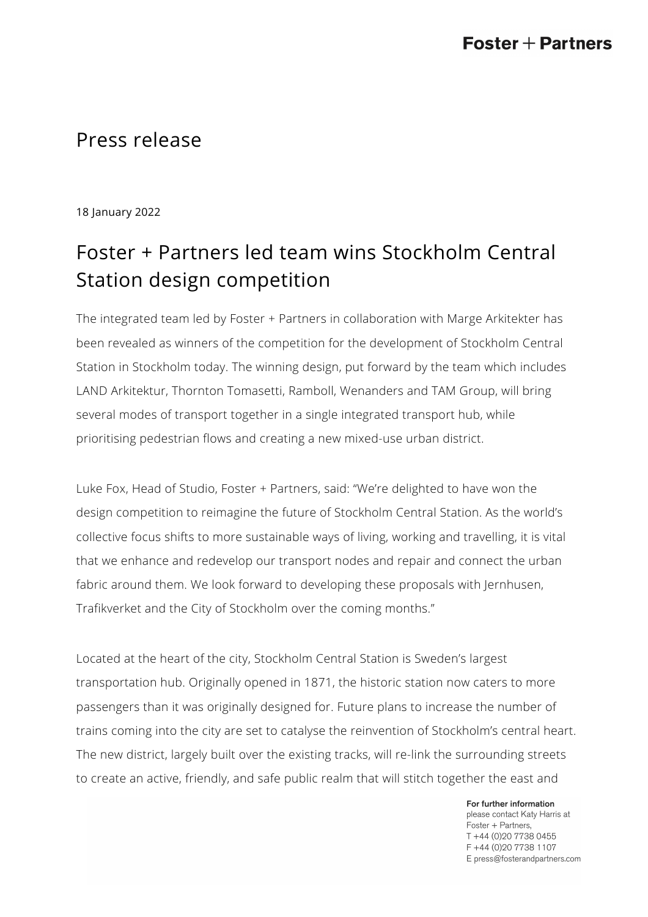# Press release

18 January 2022

## Foster + Partners led team wins Stockholm Central Station design competition

The integrated team led by Foster + Partners in collaboration with Marge Arkitekter has been revealed as winners of the competition for the development of Stockholm Central Station in Stockholm today. The winning design, put forward by the team which includes LAND Arkitektur, Thornton Tomasetti, Ramboll, Wenanders and TAM Group, will bring several modes of transport together in a single integrated transport hub, while prioritising pedestrian flows and creating a new mixed-use urban district.

Luke Fox, Head of Studio, Foster + Partners, said: "We're delighted to have won the design competition to reimagine the future of Stockholm Central Station. As the world's collective focus shifts to more sustainable ways of living, working and travelling, it is vital that we enhance and redevelop our transport nodes and repair and connect the urban fabric around them. We look forward to developing these proposals with Jernhusen, Trafikverket and the City of Stockholm over the coming months."

Located at the heart of the city, Stockholm Central Station is Sweden's largest transportation hub. Originally opened in 1871, the historic station now caters to more passengers than it was originally designed for. Future plans to increase the number of trains coming into the city are set to catalyse the reinvention of Stockholm's central heart. The new district, largely built over the existing tracks, will re-link the surrounding streets to create an active, friendly, and safe public realm that will stitch together the east and

For further information
please contact Katy Harris at
Foster + Partners,
T +44 (0)20 7738 0455
F +44 (0)20 7738 1107
E press@fosterandpartners.com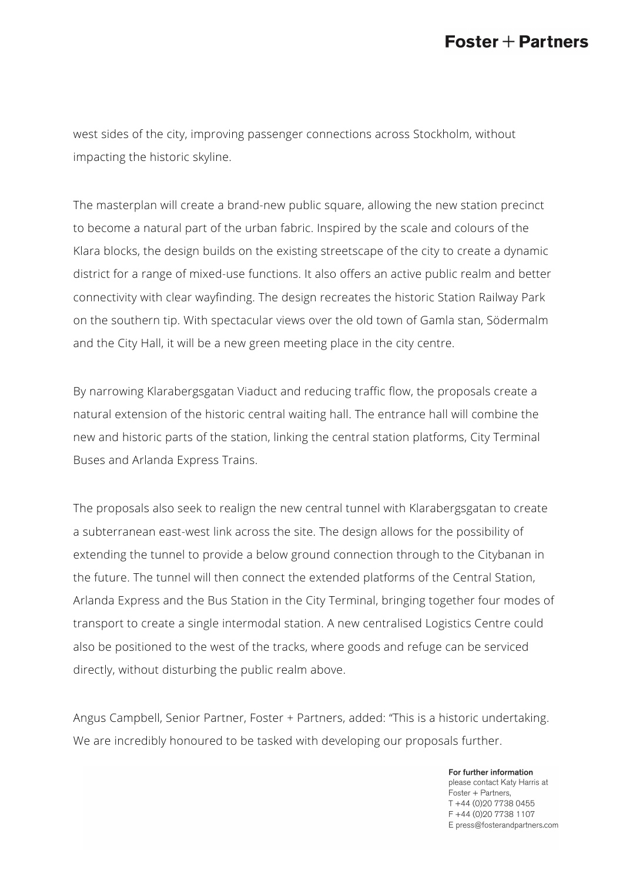west sides of the city, improving passenger connections across Stockholm, without impacting the historic skyline.

The masterplan will create a brand-new public square, allowing the new station precinct to become a natural part of the urban fabric. Inspired by the scale and colours of the Klara blocks, the design builds on the existing streetscape of the city to create a dynamic district for a range of mixed-use functions. It also offers an active public realm and better connectivity with clear wayfinding. The design recreates the historic Station Railway Park on the southern tip. With spectacular views over the old town of Gamla stan, Södermalm and the City Hall, it will be a new green meeting place in the city centre.

By narrowing Klarabergsgatan Viaduct and reducing traffic flow, the proposals create a natural extension of the historic central waiting hall. The entrance hall will combine the new and historic parts of the station, linking the central station platforms, City Terminal Buses and Arlanda Express Trains.

The proposals also seek to realign the new central tunnel with Klarabergsgatan to create a subterranean east-west link across the site. The design allows for the possibility of extending the tunnel to provide a below ground connection through to the Citybanan in the future. The tunnel will then connect the extended platforms of the Central Station, Arlanda Express and the Bus Station in the City Terminal, bringing together four modes of transport to create a single intermodal station. A new centralised Logistics Centre could also be positioned to the west of the tracks, where goods and refuge can be serviced directly, without disturbing the public realm above.

Angus Campbell, Senior Partner, Foster + Partners, added: "This is a historic undertaking. We are incredibly honoured to be tasked with developing our proposals further.

**For further information**
please contact Katy Harris at
Foster + Partners,
T +44 (0)20 7738 0455
F +44 (0)20 7738 1107
E press@fosterandpartners.com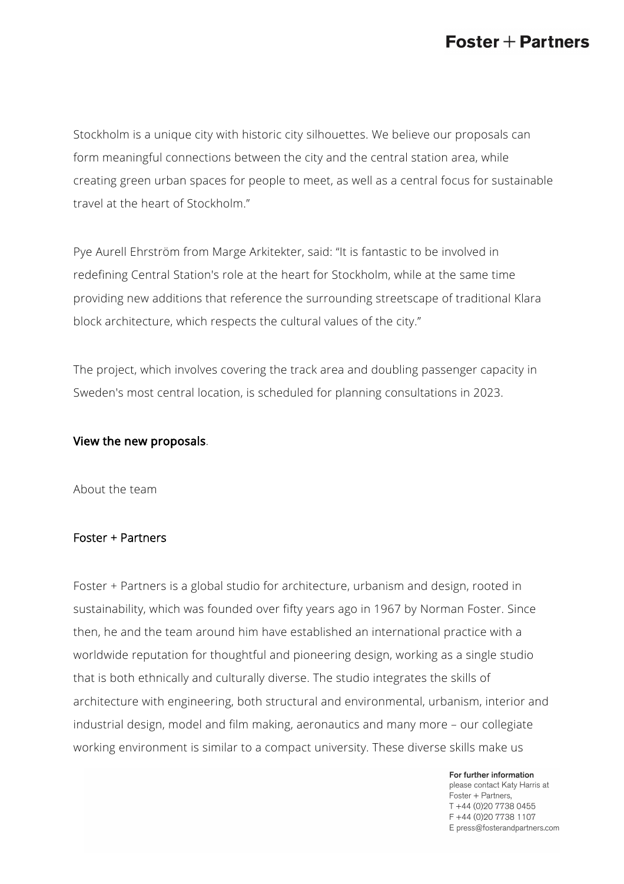Stockholm is a unique city with historic city silhouettes. We believe our proposals can form meaningful connections between the city and the central station area, while creating green urban spaces for people to meet, as well as a central focus for sustainable travel at the heart of Stockholm."

Pye Aurell Ehrström from Marge Arkitekter, said: "It is fantastic to be involved in redefining Central Station's role at the heart for Stockholm, while at the same time providing new additions that reference the surrounding streetscape of traditional Klara block architecture, which respects the cultural values of the city."

The project, which involves covering the track area and doubling passenger capacity in Sweden's most central location, is scheduled for planning consultations in 2023.

**View the new proposals**.

About the team

Foster + Partners

Foster + Partners is a global studio for architecture, urbanism and design, rooted in sustainability, which was founded over fifty years ago in 1967 by Norman Foster. Since then, he and the team around him have established an international practice with a worldwide reputation for thoughtful and pioneering design, working as a single studio that is both ethnically and culturally diverse. The studio integrates the skills of architecture with engineering, both structural and environmental, urbanism, interior and industrial design, model and film making, aeronautics and many more – our collegiate working environment is similar to a compact university. These diverse skills make us

**For further information**
please contact Katy Harris at
Foster + Partners,
T +44 (0)20 7738 0455
F +44 (0)20 7738 1107
E press@fosterandpartners.com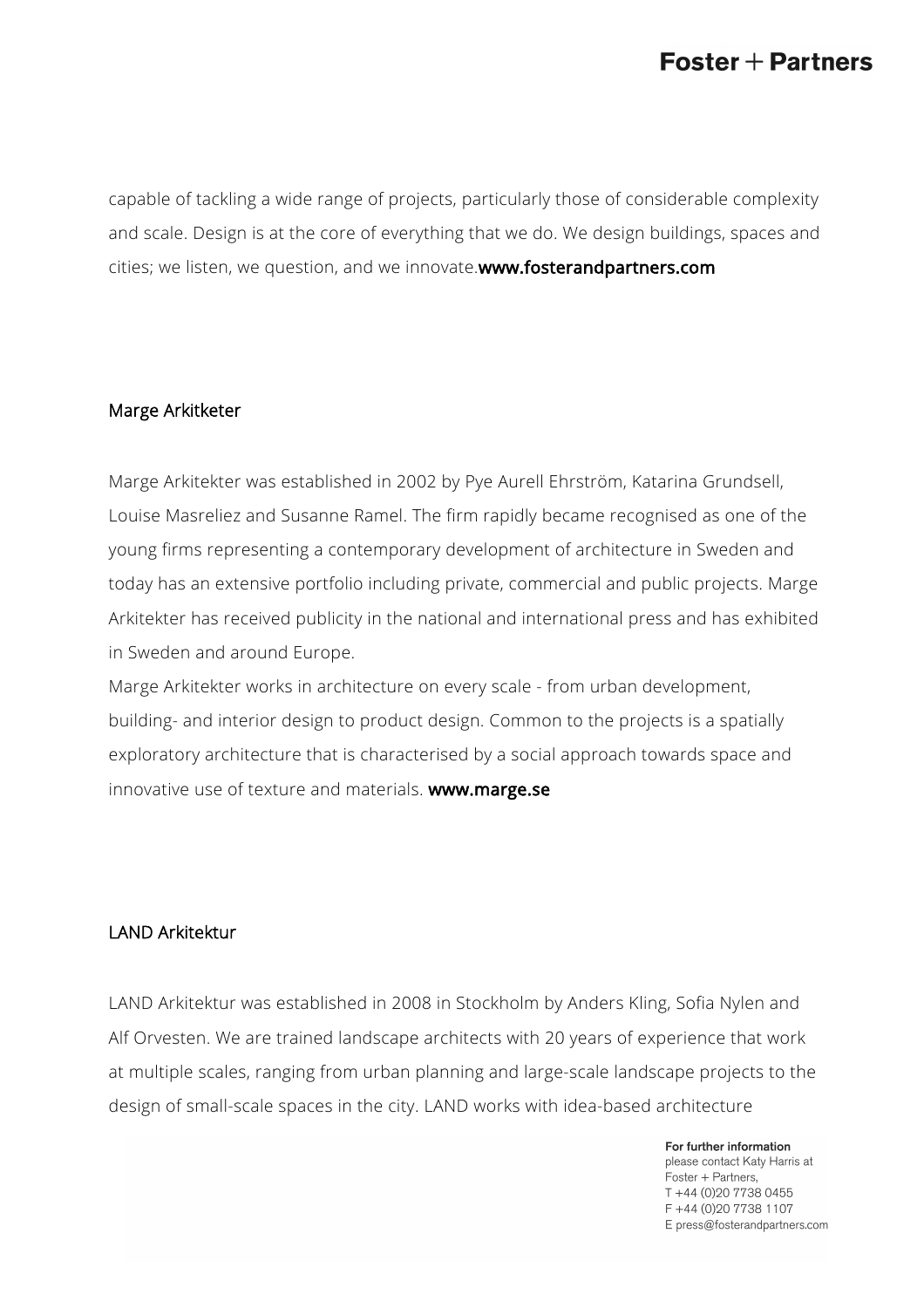capable of tackling a wide range of projects, particularly those of considerable complexity and scale. Design is at the core of everything that we do. We design buildings, spaces and cities; we listen, we question, and we innovate.**www.fosterandpartners.com**

## Marge Arkitketer

Marge Arkitekter was established in 2002 by Pye Aurell Ehrström, Katarina Grundsell, Louise Masreliez and Susanne Ramel. The firm rapidly became recognised as one of the young firms representing a contemporary development of architecture in Sweden and today has an extensive portfolio including private, commercial and public projects. Marge Arkitekter has received publicity in the national and international press and has exhibited in Sweden and around Europe.

Marge Arkitekter works in architecture on every scale - from urban development, building- and interior design to product design. Common to the projects is a spatially exploratory architecture that is characterised by a social approach towards space and innovative use of texture and materials. **www.marge.se**

## LAND Arkitektur

LAND Arkitektur was established in 2008 in Stockholm by Anders Kling, Sofia Nylen and Alf Orvesten. We are trained landscape architects with 20 years of experience that work at multiple scales, ranging from urban planning and large-scale landscape projects to the design of small-scale spaces in the city. LAND works with idea-based architecture

**For further information**
please contact Katy Harris at
Foster + Partners,
T +44 (0)20 7738 0455
F +44 (0)20 7738 1107
E press@fosterandpartners.com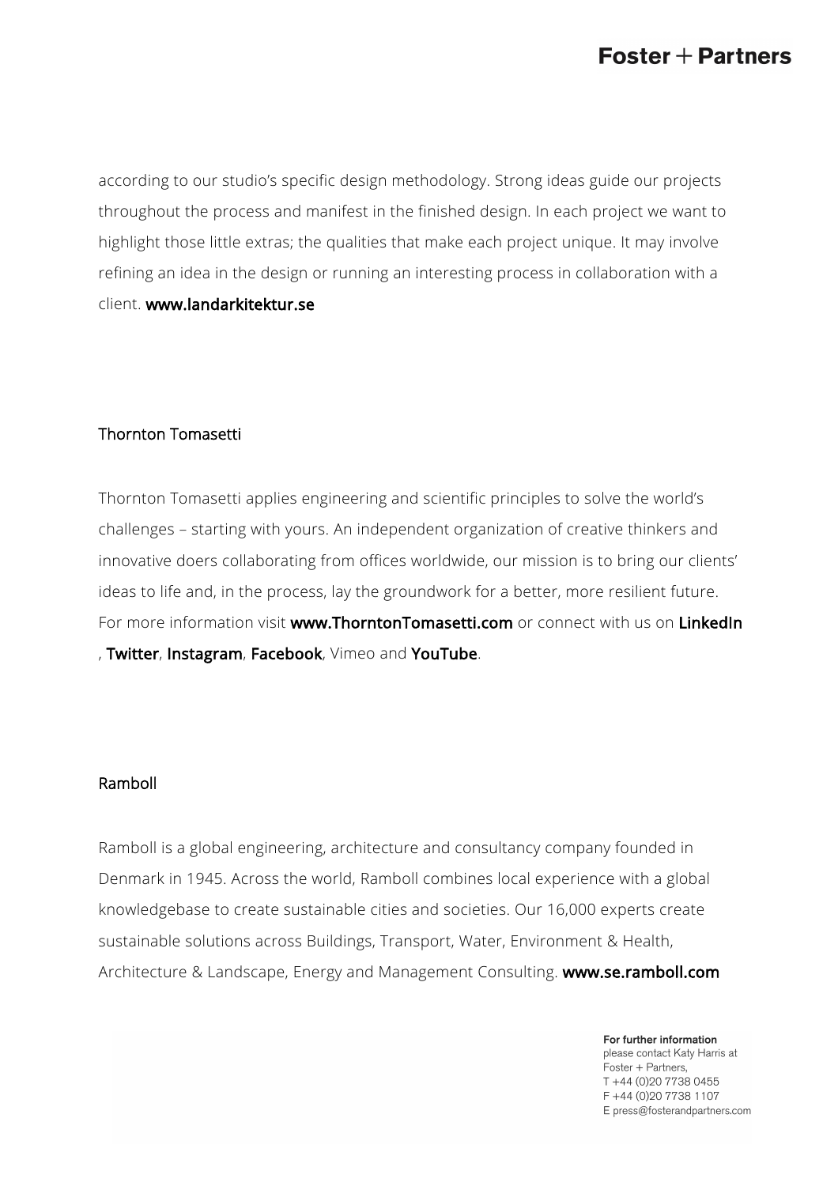according to our studio's specific design methodology. Strong ideas guide our projects throughout the process and manifest in the finished design. In each project we want to highlight those little extras; the qualities that make each project unique. It may involve refining an idea in the design or running an interesting process in collaboration with a client. **www.landarkitektur.se**

## Thornton Tomasetti

Thornton Tomasetti applies engineering and scientific principles to solve the world's challenges – starting with yours. An independent organization of creative thinkers and innovative doers collaborating from offices worldwide, our mission is to bring our clients' ideas to life and, in the process, lay the groundwork for a better, more resilient future. For more information visit **www.ThorntonTomasetti.com** or connect with us on **LinkedIn**, **Twitter**, **Instagram**, **Facebook**, Vimeo and **YouTube**.

## Ramboll

Ramboll is a global engineering, architecture and consultancy company founded in Denmark in 1945. Across the world, Ramboll combines local experience with a global knowledgebase to create sustainable cities and societies. Our 16,000 experts create sustainable solutions across Buildings, Transport, Water, Environment & Health, Architecture & Landscape, Energy and Management Consulting. **www.se.ramboll.com**

**For further information**
please contact Katy Harris at
Foster + Partners,
T +44 (0)20 7738 0455
F +44 (0)20 7738 1107
E press@fosterandpartners.com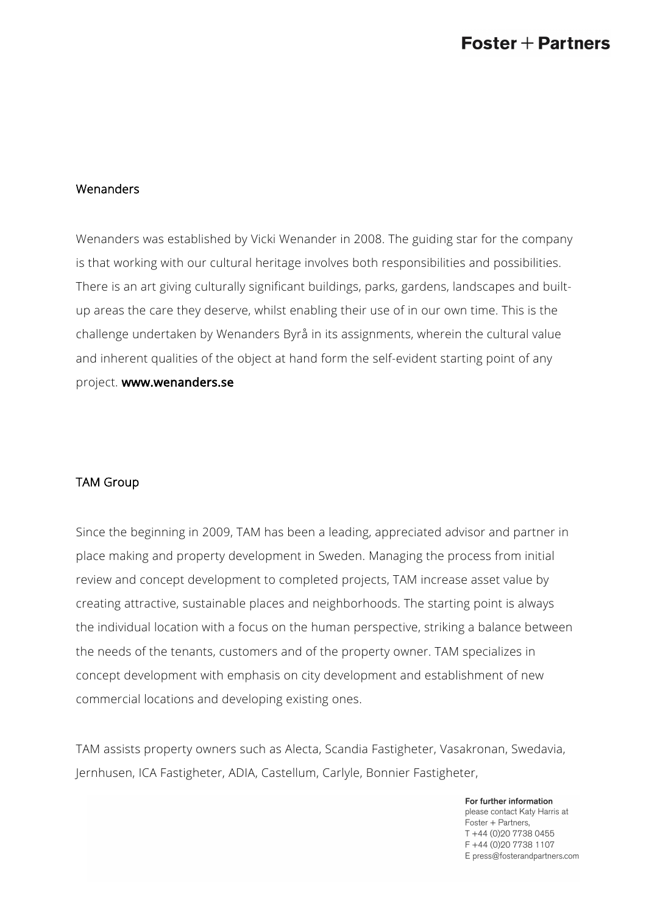## Wenanders

Wenanders was established by Vicki Wenander in 2008. The guiding star for the company is that working with our cultural heritage involves both responsibilities and possibilities. There is an art giving culturally significant buildings, parks, gardens, landscapes and built-up areas the care they deserve, whilst enabling their use of in our own time. This is the challenge undertaken by Wenanders Byrå in its assignments, wherein the cultural value and inherent qualities of the object at hand form the self-evident starting point of any project. **www.wenanders.se**

## TAM Group

Since the beginning in 2009, TAM has been a leading, appreciated advisor and partner in place making and property development in Sweden. Managing the process from initial review and concept development to completed projects, TAM increase asset value by creating attractive, sustainable places and neighborhoods. The starting point is always the individual location with a focus on the human perspective, striking a balance between the needs of the tenants, customers and of the property owner. TAM specializes in concept development with emphasis on city development and establishment of new commercial locations and developing existing ones.

TAM assists property owners such as Alecta, Scandia Fastigheter, Vasakronan, Swedavia, Jernhusen, ICA Fastigheter, ADIA, Castellum, Carlyle, Bonnier Fastigheter,

**For further information**
please contact Katy Harris at
Foster + Partners,
T +44 (0)20 7738 0455
F +44 (0)20 7738 1107
E press@fosterandpartners.com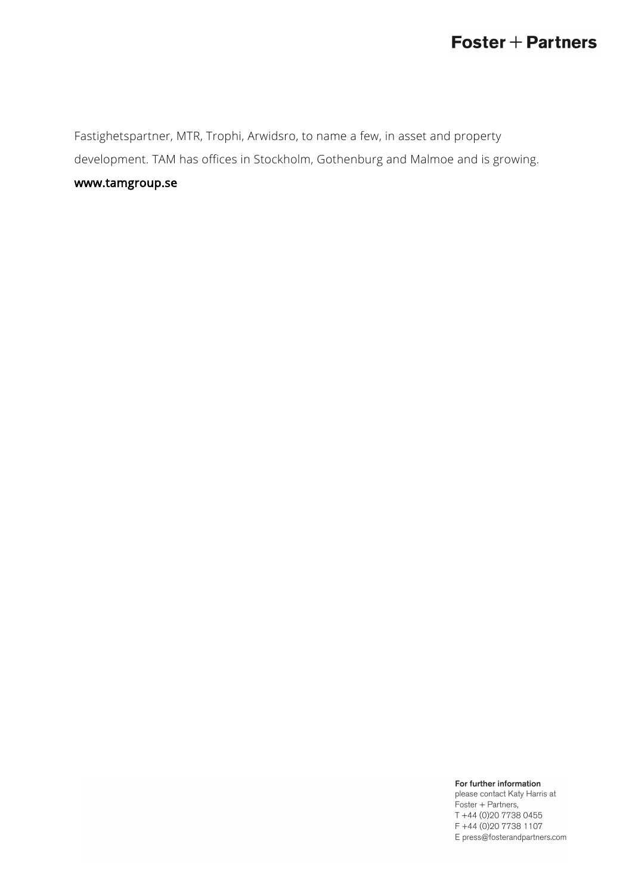Fastighetspartner, MTR, Trophi, Arwidsro, to name a few, in asset and property development. TAM has offices in Stockholm, Gothenburg and Malmoe and is growing.

**www.tamgroup.se**

**For further information**
please contact Katy Harris at
Foster + Partners,
T +44 (0)20 7738 0455
F +44 (0)20 7738 1107
E press@fosterandpartners.com